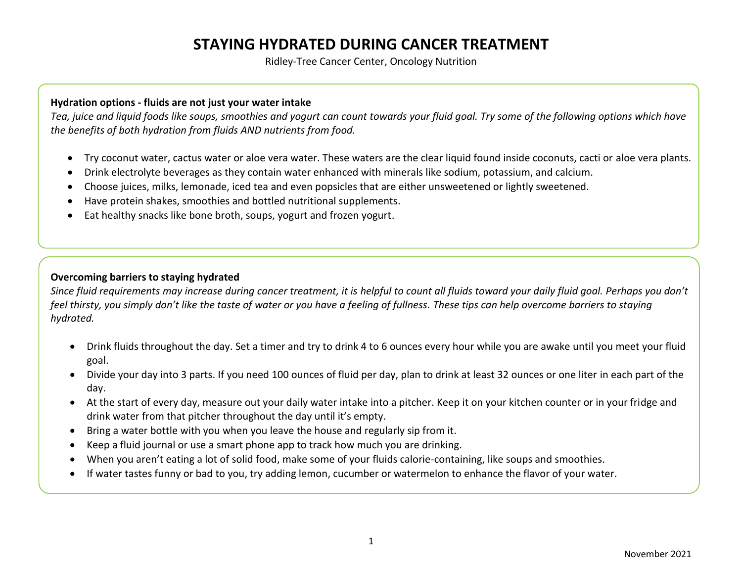# STAYING HYDRATED DURING CANCER TREATMENT

Ridley-Tree Cancer Center, Oncology Nutrition

**Hydration options - fluids are not just your water intake**

*Tea, juice and liquid foods like soups, smoothies and yogurt can count towards your fluid goal. Try some of the following options which have the benefits of both hydration from fluids AND nutrients from food.*

- Try coconut water, cactus water or aloe vera water. These waters are the clear liquid found inside coconuts, cacti or aloe vera plants.
- Drink electrolyte beverages as they contain water enhanced with minerals like sodium, potassium, and calcium.
- Choose juices, milks, lemonade, iced tea and even popsicles that are either unsweetened or lightly sweetened.
- Have protein shakes, smoothies and bottled nutritional supplements.
- Eat healthy snacks like bone broth, soups, yogurt and frozen yogurt.

**Overcoming barriers to staying hydrated**

*Since fluid requirements may increase during cancer treatment, it is helpful to count all fluids toward your daily fluid goal. Perhaps you don't feel thirsty, you simply don't like the taste of water or you have a feeling of fullness. These tips can help overcome barriers to staying hydrated.*

- Drink fluids throughout the day. Set a timer and try to drink 4 to 6 ounces every hour while you are awake until you meet your fluid goal.
- Divide your day into 3 parts. If you need 100 ounces of fluid per day, plan to drink at least 32 ounces or one liter in each part of the day.
- At the start of every day, measure out your daily water intake into a pitcher. Keep it on your kitchen counter or in your fridge and drink water from that pitcher throughout the day until it's empty.
- Bring a water bottle with you when you leave the house and regularly sip from it.
- Keep a fluid journal or use a smart phone app to track how much you are drinking.
- When you aren't eating a lot of solid food, make some of your fluids calorie-containing, like soups and smoothies.
- If water tastes funny or bad to you, try adding lemon, cucumber or watermelon to enhance the flavor of your water.

November 2021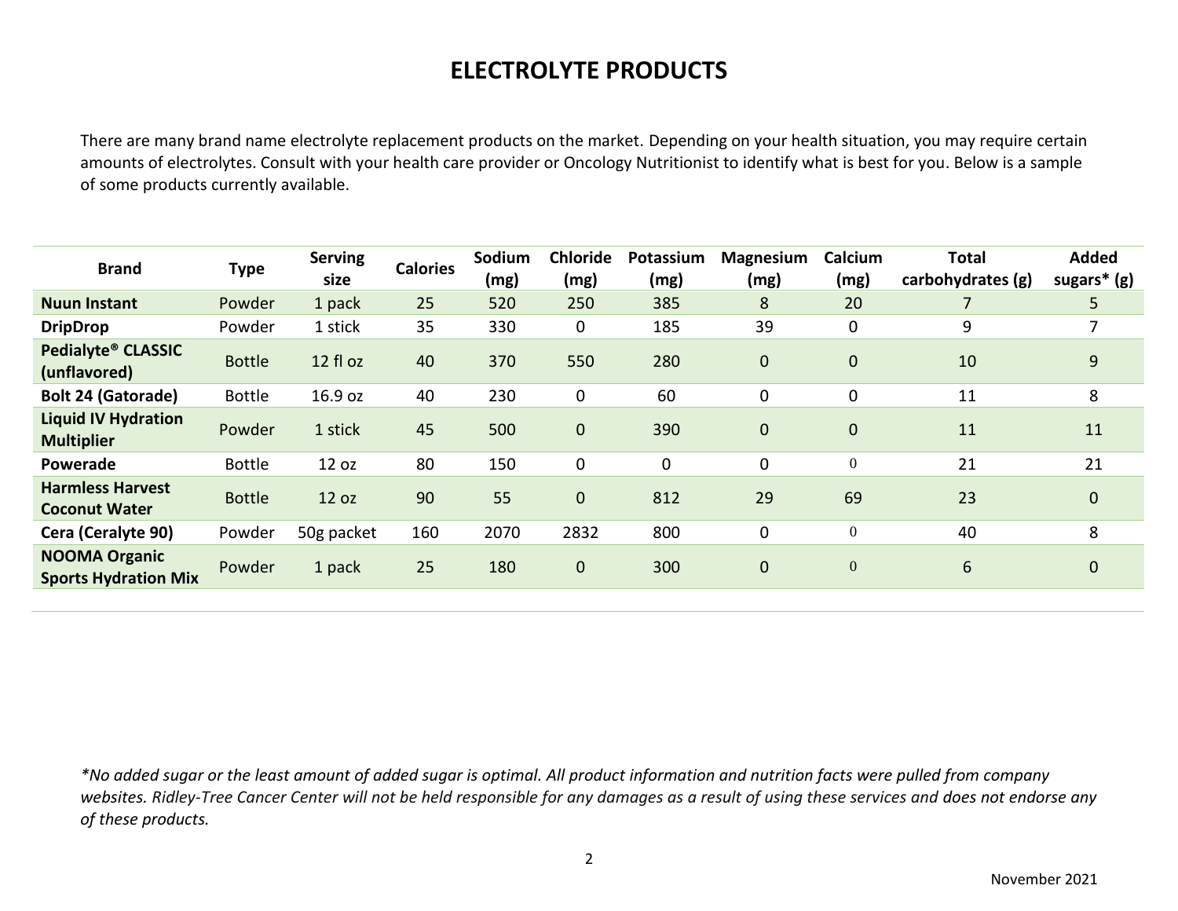# ELECTROLYTE PRODUCTS

There are many brand name electrolyte replacement products on the market. Depending on your health situation, you may require certain amounts of electrolytes. Consult with your health care provider or Oncology Nutritionist to identify what is best for you. Below is a sample of some products currently available.

| Brand | Type | Serving size | Calories | Sodium (mg) | Chloride (mg) | Potassium (mg) | Magnesium (mg) | Calcium (mg) | Total carbohydrates (g) | Added sugars* (g) |
|---|---|---|---|---|---|---|---|---|---|---|
| **Nuun Instant** | Powder | 1 pack | 25 | 520 | 250 | 385 | 8 | 20 | 7 | 5 |
| **DripDrop** | Powder | 1 stick | 35 | 330 | 0 | 185 | 39 | 0 | 9 | 7 |
| **Pedialyte® CLASSIC (unflavored)** | Bottle | 12 fl oz | 40 | 370 | 550 | 280 | 0 | 0 | 10 | 9 |
| **Bolt 24 (Gatorade)** | Bottle | 16.9 oz | 40 | 230 | 0 | 60 | 0 | 0 | 11 | 8 |
| **Liquid IV Hydration Multiplier** | Powder | 1 stick | 45 | 500 | 0 | 390 | 0 | 0 | 11 | 11 |
| **Powerade** | Bottle | 12 oz | 80 | 150 | 0 | 0 | 0 | 0 | 21 | 21 |
| **Harmless Harvest Coconut Water** | Bottle | 12 oz | 90 | 55 | 0 | 812 | 29 | 69 | 23 | 0 |
| **Cera (Ceralyte 90)** | Powder | 50g packet | 160 | 2070 | 2832 | 800 | 0 | 0 | 40 | 8 |
| **NOOMA Organic Sports Hydration Mix** | Powder | 1 pack | 25 | 180 | 0 | 300 | 0 | 0 | 6 | 0 |

*\*No added sugar or the least amount of added sugar is optimal. All product information and nutrition facts were pulled from company websites. Ridley-Tree Cancer Center will not be held responsible for any damages as a result of using these services and does not endorse any of these products.*

November 2021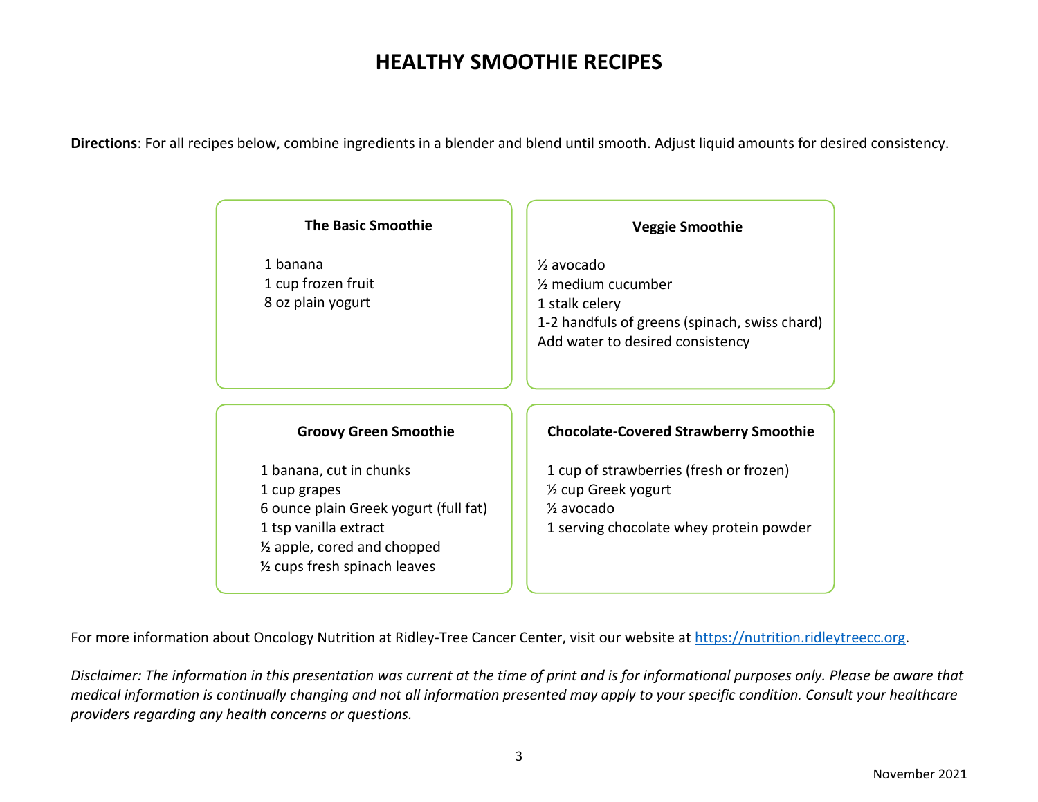# HEALTHY SMOOTHIE RECIPES

**Directions**: For all recipes below, combine ingredients in a blender and blend until smooth. Adjust liquid amounts for desired consistency.

### The Basic Smoothie

1 banana
1 cup frozen fruit
8 oz plain yogurt

### Veggie Smoothie

½ avocado
½ medium cucumber
1 stalk celery
1-2 handfuls of greens (spinach, swiss chard)
Add water to desired consistency

### Groovy Green Smoothie

1 banana, cut in chunks
1 cup grapes
6 ounce plain Greek yogurt (full fat)
1 tsp vanilla extract
½ apple, cored and chopped
½ cups fresh spinach leaves

### Chocolate-Covered Strawberry Smoothie

1 cup of strawberries (fresh or frozen)
½ cup Greek yogurt
½ avocado
1 serving chocolate whey protein powder

For more information about Oncology Nutrition at Ridley-Tree Cancer Center, visit our website at https://nutrition.ridleytreecc.org.

*Disclaimer: The information in this presentation was current at the time of print and is for informational purposes only. Please be aware that medical information is continually changing and not all information presented may apply to your specific condition. Consult your healthcare providers regarding any health concerns or questions.*

November 2021